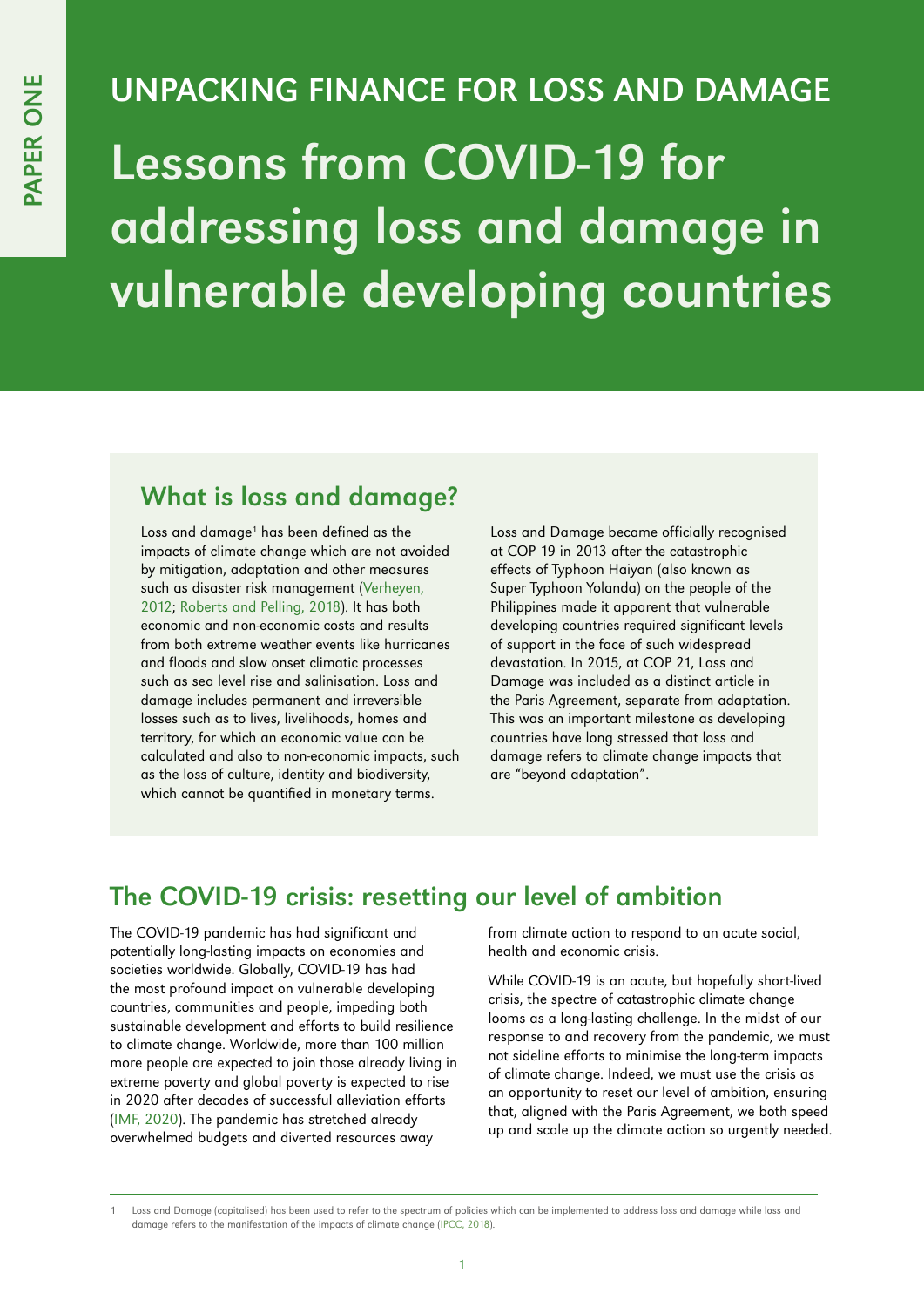PAPER ONE

# UNPACKING FINANCE FOR LOSS AND DAMAGE

# Lessons from COVID-19 for addressing loss and damage in vulnerable developing countries

## What is loss and damage?

Loss and damage[1] has been defined as the impacts of climate change which are not avoided by mitigation, adaptation and other measures such as disaster risk management (Verheyen, 2012; Roberts and Pelling, 2018). It has both economic and non-economic costs and results from both extreme weather events like hurricanes and floods and slow onset climatic processes such as sea level rise and salinisation. Loss and damage includes permanent and irreversible losses such as to lives, livelihoods, homes and territory, for which an economic value can be calculated and also to non-economic impacts, such as the loss of culture, identity and biodiversity, which cannot be quantified in monetary terms.

Loss and Damage became officially recognised at COP 19 in 2013 after the catastrophic effects of Typhoon Haiyan (also known as Super Typhoon Yolanda) on the people of the Philippines made it apparent that vulnerable developing countries required significant levels of support in the face of such widespread devastation. In 2015, at COP 21, Loss and Damage was included as a distinct article in the Paris Agreement, separate from adaptation. This was an important milestone as developing countries have long stressed that loss and damage refers to climate change impacts that are "beyond adaptation".

## The COVID-19 crisis: resetting our level of ambition

The COVID-19 pandemic has had significant and potentially long-lasting impacts on economies and societies worldwide. Globally, COVID-19 has had the most profound impact on vulnerable developing countries, communities and people, impeding both sustainable development and efforts to build resilience to climate change. Worldwide, more than 100 million more people are expected to join those already living in extreme poverty and global poverty is expected to rise in 2020 after decades of successful alleviation efforts (IMF, 2020). The pandemic has stretched already overwhelmed budgets and diverted resources away from climate action to respond to an acute social, health and economic crisis.

While COVID-19 is an acute, but hopefully short-lived crisis, the spectre of catastrophic climate change looms as a long-lasting challenge. In the midst of our response to and recovery from the pandemic, we must not sideline efforts to minimise the long-term impacts of climate change. Indeed, we must use the crisis as an opportunity to reset our level of ambition, ensuring that, aligned with the Paris Agreement, we both speed up and scale up the climate action so urgently needed.

---

1 Loss and Damage (capitalised) has been used to refer to the spectrum of policies which can be implemented to address loss and damage while loss and damage refers to the manifestation of the impacts of climate change (IPCC, 2018).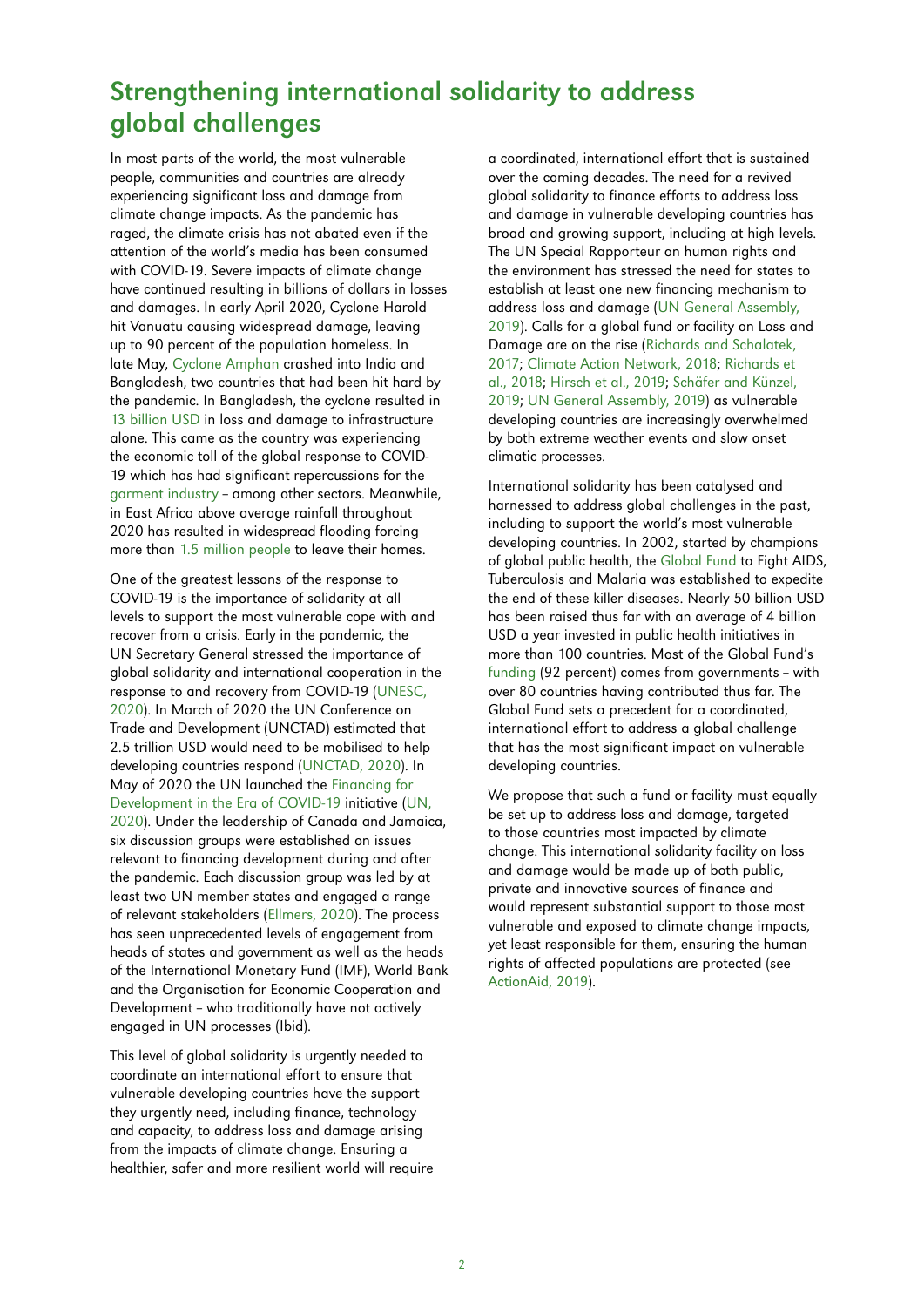## Strengthening international solidarity to address global challenges

In most parts of the world, the most vulnerable people, communities and countries are already experiencing significant loss and damage from climate change impacts. As the pandemic has raged, the climate crisis has not abated even if the attention of the world's media has been consumed with COVID-19. Severe impacts of climate change have continued resulting in billions of dollars in losses and damages. In early April 2020, Cyclone Harold hit Vanuatu causing widespread damage, leaving up to 90 percent of the population homeless. In late May, Cyclone Amphan crashed into India and Bangladesh, two countries that had been hit hard by the pandemic. In Bangladesh, the cyclone resulted in 13 billion USD in loss and damage to infrastructure alone. This came as the country was experiencing the economic toll of the global response to COVID-19 which has had significant repercussions for the garment industry – among other sectors. Meanwhile, in East Africa above average rainfall throughout 2020 has resulted in widespread flooding forcing more than 1.5 million people to leave their homes.

One of the greatest lessons of the response to COVID-19 is the importance of solidarity at all levels to support the most vulnerable cope with and recover from a crisis. Early in the pandemic, the UN Secretary General stressed the importance of global solidarity and international cooperation in the response to and recovery from COVID-19 (UNESC, 2020). In March of 2020 the UN Conference on Trade and Development (UNCTAD) estimated that 2.5 trillion USD would need to be mobilised to help developing countries respond (UNCTAD, 2020). In May of 2020 the UN launched the Financing for Development in the Era of COVID-19 initiative (UN, 2020). Under the leadership of Canada and Jamaica, six discussion groups were established on issues relevant to financing development during and after the pandemic. Each discussion group was led by at least two UN member states and engaged a range of relevant stakeholders (Ellmers, 2020). The process has seen unprecedented levels of engagement from heads of states and government as well as the heads of the International Monetary Fund (IMF), World Bank and the Organisation for Economic Cooperation and Development – who traditionally have not actively engaged in UN processes (Ibid).

This level of global solidarity is urgently needed to coordinate an international effort to ensure that vulnerable developing countries have the support they urgently need, including finance, technology and capacity, to address loss and damage arising from the impacts of climate change. Ensuring a healthier, safer and more resilient world will require a coordinated, international effort that is sustained over the coming decades. The need for a revived global solidarity to finance efforts to address loss and damage in vulnerable developing countries has broad and growing support, including at high levels. The UN Special Rapporteur on human rights and the environment has stressed the need for states to establish at least one new financing mechanism to address loss and damage (UN General Assembly, 2019). Calls for a global fund or facility on Loss and Damage are on the rise (Richards and Schalatek, 2017; Climate Action Network, 2018; Richards et al., 2018; Hirsch et al., 2019; Schäfer and Künzel, 2019; UN General Assembly, 2019) as vulnerable developing countries are increasingly overwhelmed by both extreme weather events and slow onset climatic processes.

International solidarity has been catalysed and harnessed to address global challenges in the past, including to support the world's most vulnerable developing countries. In 2002, started by champions of global public health, the Global Fund to Fight AIDS, Tuberculosis and Malaria was established to expedite the end of these killer diseases. Nearly 50 billion USD has been raised thus far with an average of 4 billion USD a year invested in public health initiatives in more than 100 countries. Most of the Global Fund's funding (92 percent) comes from governments – with over 80 countries having contributed thus far. The Global Fund sets a precedent for a coordinated, international effort to address a global challenge that has the most significant impact on vulnerable developing countries.

We propose that such a fund or facility must equally be set up to address loss and damage, targeted to those countries most impacted by climate change. This international solidarity facility on loss and damage would be made up of both public, private and innovative sources of finance and would represent substantial support to those most vulnerable and exposed to climate change impacts, yet least responsible for them, ensuring the human rights of affected populations are protected (see ActionAid, 2019).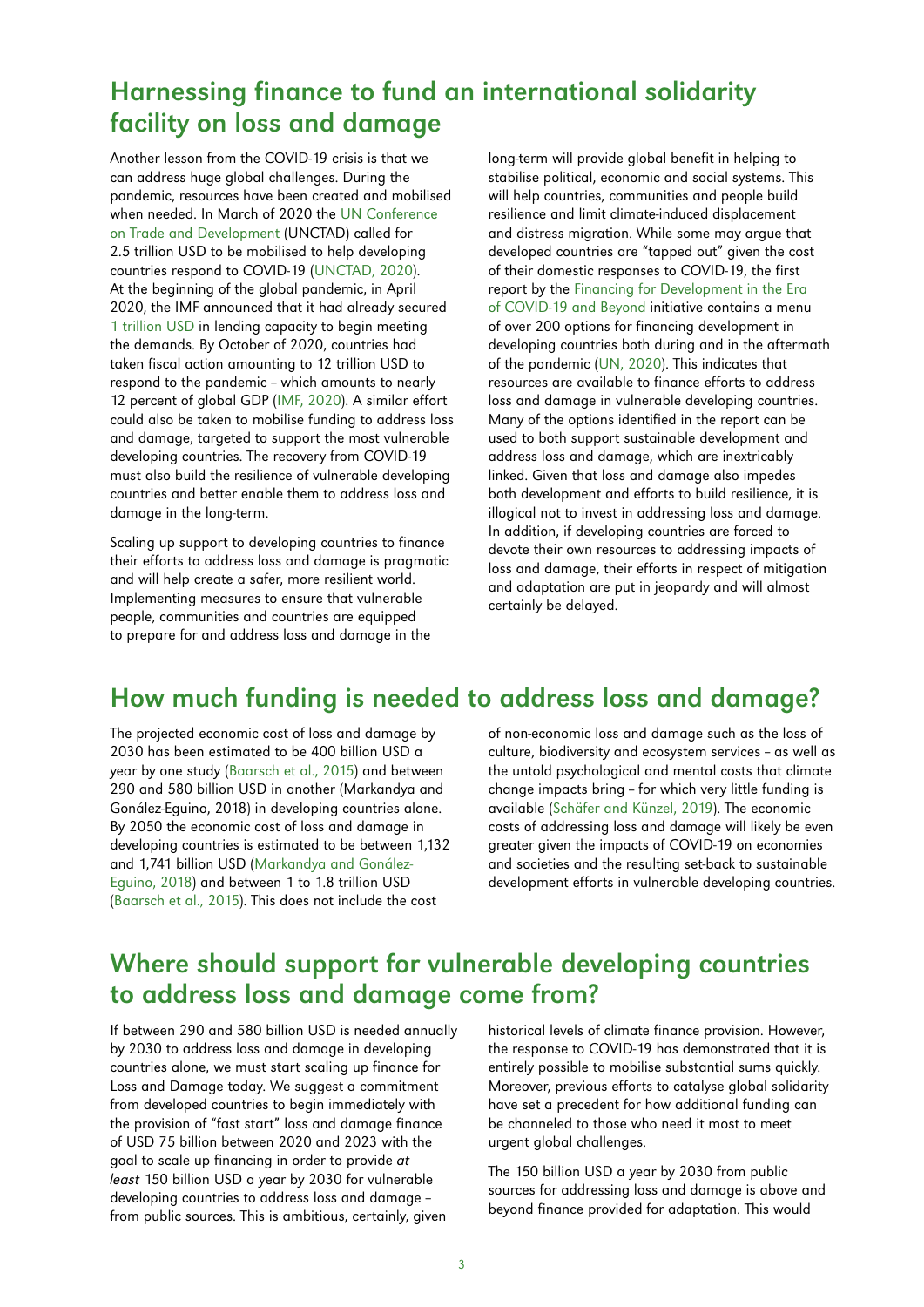## Harnessing finance to fund an international solidarity facility on loss and damage

Another lesson from the COVID-19 crisis is that we can address huge global challenges. During the pandemic, resources have been created and mobilised when needed. In March of 2020 the UN Conference on Trade and Development (UNCTAD) called for 2.5 trillion USD to be mobilised to help developing countries respond to COVID-19 (UNCTAD, 2020). At the beginning of the global pandemic, in April 2020, the IMF announced that it had already secured 1 trillion USD in lending capacity to begin meeting the demands. By October of 2020, countries had taken fiscal action amounting to 12 trillion USD to respond to the pandemic – which amounts to nearly 12 percent of global GDP (IMF, 2020). A similar effort could also be taken to mobilise funding to address loss and damage, targeted to support the most vulnerable developing countries. The recovery from COVID-19 must also build the resilience of vulnerable developing countries and better enable them to address loss and damage in the long-term.

Scaling up support to developing countries to finance their efforts to address loss and damage is pragmatic and will help create a safer, more resilient world. Implementing measures to ensure that vulnerable people, communities and countries are equipped to prepare for and address loss and damage in the long-term will provide global benefit in helping to stabilise political, economic and social systems. This will help countries, communities and people build resilience and limit climate-induced displacement and distress migration. While some may argue that developed countries are "tapped out" given the cost of their domestic responses to COVID-19, the first report by the Financing for Development in the Era of COVID-19 and Beyond initiative contains a menu of over 200 options for financing development in developing countries both during and in the aftermath of the pandemic (UN, 2020). This indicates that resources are available to finance efforts to address loss and damage in vulnerable developing countries. Many of the options identified in the report can be used to both support sustainable development and address loss and damage, which are inextricably linked. Given that loss and damage also impedes both development and efforts to build resilience, it is illogical not to invest in addressing loss and damage. In addition, if developing countries are forced to devote their own resources to addressing impacts of loss and damage, their efforts in respect of mitigation and adaptation are put in jeopardy and will almost certainly be delayed.

## How much funding is needed to address loss and damage?

The projected economic cost of loss and damage by 2030 has been estimated to be 400 billion USD a year by one study (Baarsch et al., 2015) and between 290 and 580 billion USD in another (Markandya and Gonález-Eguino, 2018) in developing countries alone. By 2050 the economic cost of loss and damage in developing countries is estimated to be between 1,132 and 1,741 billion USD (Markandya and Gonález-Eguino, 2018) and between 1 to 1.8 trillion USD (Baarsch et al., 2015). This does not include the cost of non-economic loss and damage such as the loss of culture, biodiversity and ecosystem services – as well as the untold psychological and mental costs that climate change impacts bring – for which very little funding is available (Schäfer and Künzel, 2019). The economic costs of addressing loss and damage will likely be even greater given the impacts of COVID-19 on economies and societies and the resulting set-back to sustainable development efforts in vulnerable developing countries.

## Where should support for vulnerable developing countries to address loss and damage come from?

If between 290 and 580 billion USD is needed annually by 2030 to address loss and damage in developing countries alone, we must start scaling up finance for Loss and Damage today. We suggest a commitment from developed countries to begin immediately with the provision of "fast start" loss and damage finance of USD 75 billion between 2020 and 2023 with the goal to scale up financing in order to provide *at least* 150 billion USD a year by 2030 for vulnerable developing countries to address loss and damage – from public sources. This is ambitious, certainly, given historical levels of climate finance provision. However, the response to COVID-19 has demonstrated that it is entirely possible to mobilise substantial sums quickly. Moreover, previous efforts to catalyse global solidarity have set a precedent for how additional funding can be channeled to those who need it most to meet urgent global challenges.

The 150 billion USD a year by 2030 from public sources for addressing loss and damage is above and beyond finance provided for adaptation. This would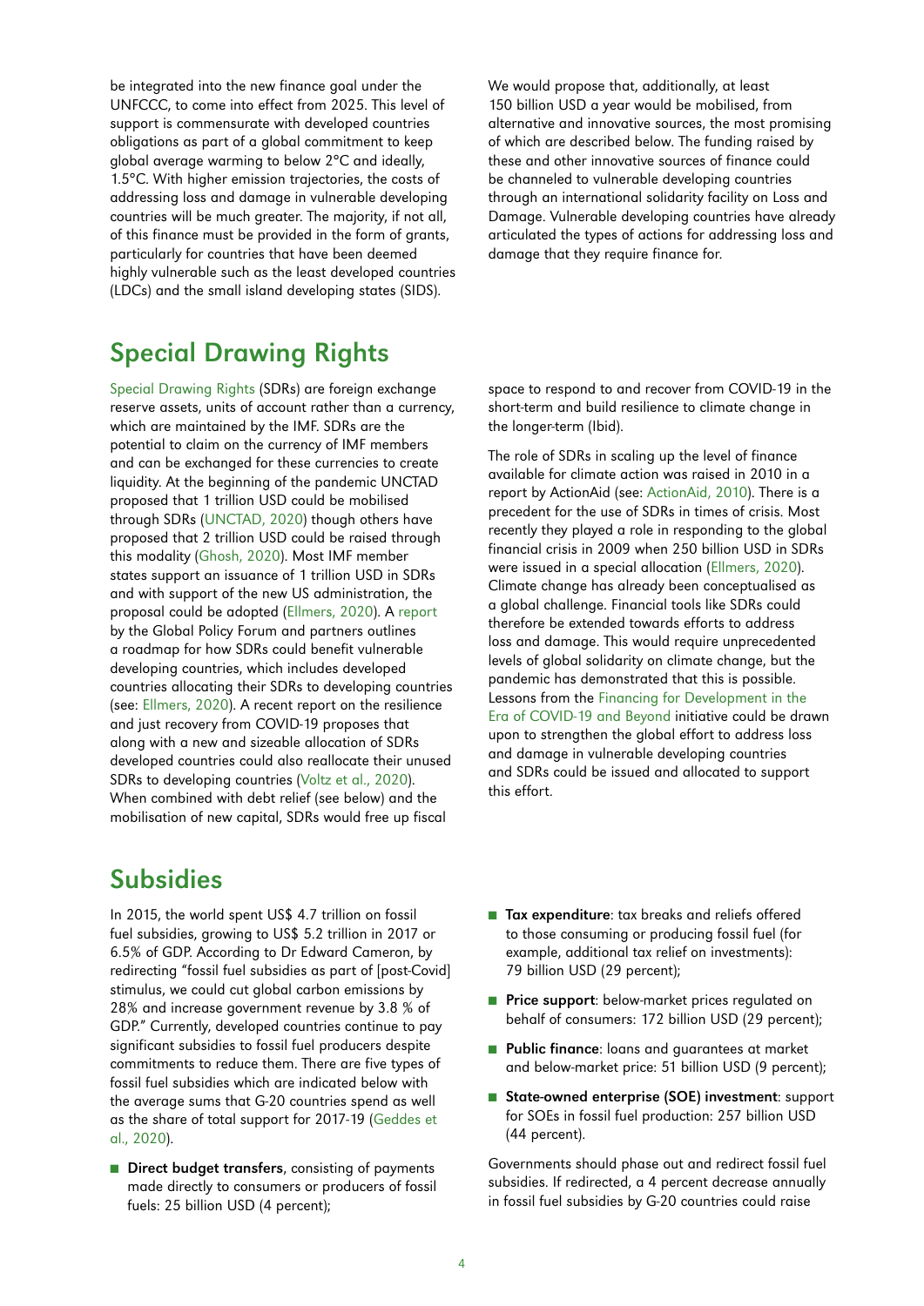be integrated into the new finance goal under the UNFCCC, to come into effect from 2025. This level of support is commensurate with developed countries obligations as part of a global commitment to keep global average warming to below 2°C and ideally, 1.5°C. With higher emission trajectories, the costs of addressing loss and damage in vulnerable developing countries will be much greater. The majority, if not all, of this finance must be provided in the form of grants, particularly for countries that have been deemed highly vulnerable such as the least developed countries (LDCs) and the small island developing states (SIDS).

We would propose that, additionally, at least 150 billion USD a year would be mobilised, from alternative and innovative sources, the most promising of which are described below. The funding raised by these and other innovative sources of finance could be channeled to vulnerable developing countries through an international solidarity facility on Loss and Damage. Vulnerable developing countries have already articulated the types of actions for addressing loss and damage that they require finance for.

## Special Drawing Rights

Special Drawing Rights (SDRs) are foreign exchange reserve assets, units of account rather than a currency, which are maintained by the IMF. SDRs are the potential to claim on the currency of IMF members and can be exchanged for these currencies to create liquidity. At the beginning of the pandemic UNCTAD proposed that 1 trillion USD could be mobilised through SDRs (UNCTAD, 2020) though others have proposed that 2 trillion USD could be raised through this modality (Ghosh, 2020). Most IMF member states support an issuance of 1 trillion USD in SDRs and with support of the new US administration, the proposal could be adopted (Ellmers, 2020). A report by the Global Policy Forum and partners outlines a roadmap for how SDRs could benefit vulnerable developing countries, which includes developed countries allocating their SDRs to developing countries (see: Ellmers, 2020). A recent report on the resilience and just recovery from COVID-19 proposes that along with a new and sizeable allocation of SDRs developed countries could also reallocate their unused SDRs to developing countries (Voltz et al., 2020). When combined with debt relief (see below) and the mobilisation of new capital, SDRs would free up fiscal space to respond to and recover from COVID-19 in the short-term and build resilience to climate change in the longer-term (Ibid).

The role of SDRs in scaling up the level of finance available for climate action was raised in 2010 in a report by ActionAid (see: ActionAid, 2010). There is a precedent for the use of SDRs in times of crisis. Most recently they played a role in responding to the global financial crisis in 2009 when 250 billion USD in SDRs were issued in a special allocation (Ellmers, 2020). Climate change has already been conceptualised as a global challenge. Financial tools like SDRs could therefore be extended towards efforts to address loss and damage. This would require unprecedented levels of global solidarity on climate change, but the pandemic has demonstrated that this is possible. Lessons from the Financing for Development in the Era of COVID-19 and Beyond initiative could be drawn upon to strengthen the global effort to address loss and damage in vulnerable developing countries and SDRs could be issued and allocated to support this effort.

## Subsidies

In 2015, the world spent US$ 4.7 trillion on fossil fuel subsidies, growing to US$ 5.2 trillion in 2017 or 6.5% of GDP. According to Dr Edward Cameron, by redirecting "fossil fuel subsidies as part of [post-Covid] stimulus, we could cut global carbon emissions by 28% and increase government revenue by 3.8 % of GDP." Currently, developed countries continue to pay significant subsidies to fossil fuel producers despite commitments to reduce them. There are five types of fossil fuel subsidies which are indicated below with the average sums that G-20 countries spend as well as the share of total support for 2017-19 (Geddes et al., 2020).

- **Direct budget transfers**, consisting of payments made directly to consumers or producers of fossil fuels: 25 billion USD (4 percent);
- **Tax expenditure**: tax breaks and reliefs offered to those consuming or producing fossil fuel (for example, additional tax relief on investments): 79 billion USD (29 percent);
- **Price support**: below-market prices regulated on behalf of consumers: 172 billion USD (29 percent);
- **Public finance**: loans and guarantees at market and below-market price: 51 billion USD (9 percent);
- **State-owned enterprise (SOE) investment**: support for SOEs in fossil fuel production: 257 billion USD (44 percent).

Governments should phase out and redirect fossil fuel subsidies. If redirected, a 4 percent decrease annually in fossil fuel subsidies by G-20 countries could raise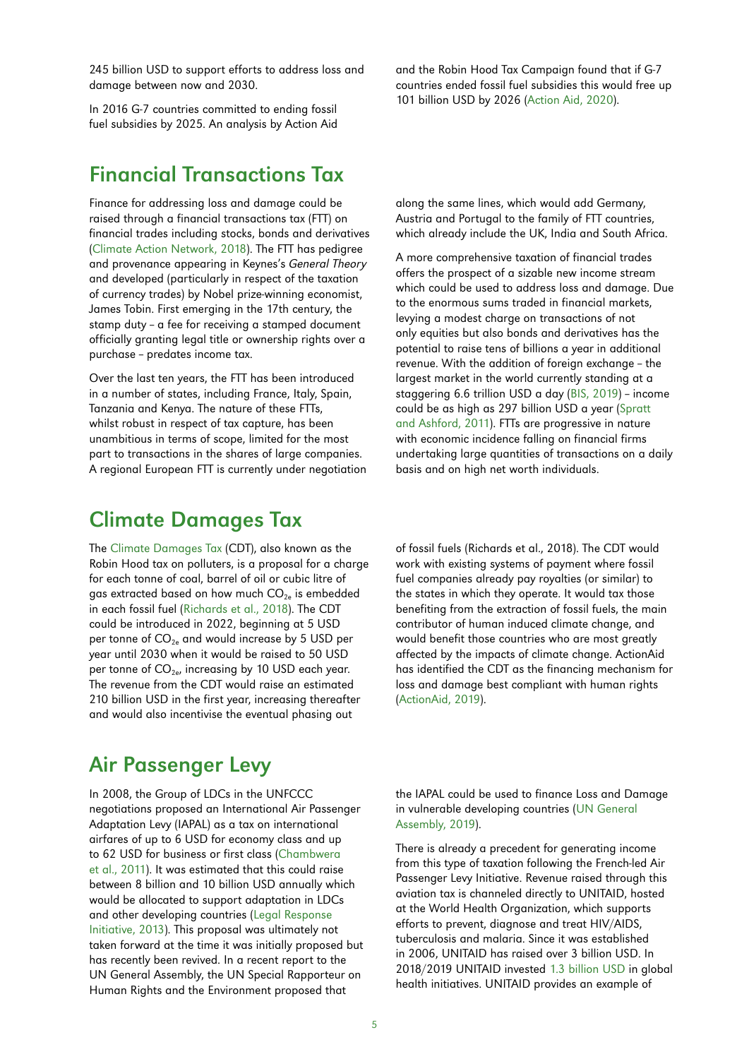245 billion USD to support efforts to address loss and damage between now and 2030.

In 2016 G-7 countries committed to ending fossil fuel subsidies by 2025. An analysis by Action Aid and the Robin Hood Tax Campaign found that if G-7 countries ended fossil fuel subsidies this would free up 101 billion USD by 2026 (Action Aid, 2020).

## Financial Transactions Tax

Finance for addressing loss and damage could be raised through a financial transactions tax (FTT) on financial trades including stocks, bonds and derivatives (Climate Action Network, 2018). The FTT has pedigree and provenance appearing in Keynes's *General Theory* and developed (particularly in respect of the taxation of currency trades) by Nobel prize-winning economist, James Tobin. First emerging in the 17th century, the stamp duty – a fee for receiving a stamped document officially granting legal title or ownership rights over a purchase – predates income tax.

Over the last ten years, the FTT has been introduced in a number of states, including France, Italy, Spain, Tanzania and Kenya. The nature of these FTTs, whilst robust in respect of tax capture, has been unambitious in terms of scope, limited for the most part to transactions in the shares of large companies. A regional European FTT is currently under negotiation along the same lines, which would add Germany, Austria and Portugal to the family of FTT countries, which already include the UK, India and South Africa.

A more comprehensive taxation of financial trades offers the prospect of a sizable new income stream which could be used to address loss and damage. Due to the enormous sums traded in financial markets, levying a modest charge on transactions of not only equities but also bonds and derivatives has the potential to raise tens of billions a year in additional revenue. With the addition of foreign exchange – the largest market in the world currently standing at a staggering 6.6 trillion USD a day (BIS, 2019) – income could be as high as 297 billion USD a year (Spratt and Ashford, 2011). FTTs are progressive in nature with economic incidence falling on financial firms undertaking large quantities of transactions on a daily basis and on high net worth individuals.

## Climate Damages Tax

The Climate Damages Tax (CDT), also known as the Robin Hood tax on polluters, is a proposal for a charge for each tonne of coal, barrel of oil or cubic litre of gas extracted based on how much $CO_{2e}$ is embedded in each fossil fuel (Richards et al., 2018). The CDT could be introduced in 2022, beginning at 5 USD per tonne of $CO_{2e}$ and would increase by 5 USD per year until 2030 when it would be raised to 50 USD per tonne of $CO_{2e}$, increasing by 10 USD each year. The revenue from the CDT would raise an estimated 210 billion USD in the first year, increasing thereafter and would also incentivise the eventual phasing out of fossil fuels (Richards et al., 2018). The CDT would work with existing systems of payment where fossil fuel companies already pay royalties (or similar) to the states in which they operate. It would tax those benefiting from the extraction of fossil fuels, the main contributor of human induced climate change, and would benefit those countries who are most greatly affected by the impacts of climate change. ActionAid has identified the CDT as the financing mechanism for loss and damage best compliant with human rights (ActionAid, 2019).

## Air Passenger Levy

In 2008, the Group of LDCs in the UNFCCC negotiations proposed an International Air Passenger Adaptation Levy (IAPAL) as a tax on international airfares of up to 6 USD for economy class and up to 62 USD for business or first class (Chambwera et al., 2011). It was estimated that this could raise between 8 billion and 10 billion USD annually which would be allocated to support adaptation in LDCs and other developing countries (Legal Response Initiative, 2013). This proposal was ultimately not taken forward at the time it was initially proposed but has recently been revived. In a recent report to the UN General Assembly, the UN Special Rapporteur on Human Rights and the Environment proposed that the IAPAL could be used to finance Loss and Damage in vulnerable developing countries (UN General Assembly, 2019).

There is already a precedent for generating income from this type of taxation following the French-led Air Passenger Levy Initiative. Revenue raised through this aviation tax is channeled directly to UNITAID, hosted at the World Health Organization, which supports efforts to prevent, diagnose and treat HIV/AIDS, tuberculosis and malaria. Since it was established in 2006, UNITAID has raised over 3 billion USD. In 2018/2019 UNITAID invested 1.3 billion USD in global health initiatives. UNITAID provides an example of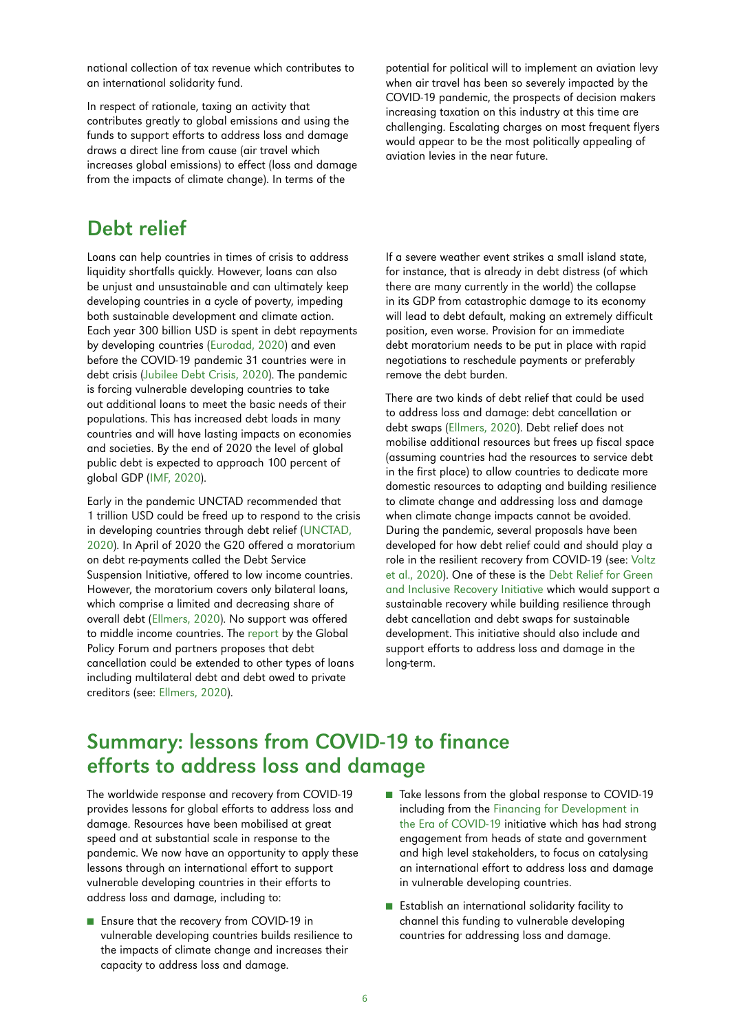national collection of tax revenue which contributes to an international solidarity fund.

In respect of rationale, taxing an activity that contributes greatly to global emissions and using the funds to support efforts to address loss and damage draws a direct line from cause (air travel which increases global emissions) to effect (loss and damage from the impacts of climate change). In terms of the potential for political will to implement an aviation levy when air travel has been so severely impacted by the COVID-19 pandemic, the prospects of decision makers increasing taxation on this industry at this time are challenging. Escalating charges on most frequent flyers would appear to be the most politically appealing of aviation levies in the near future.

## Debt relief

Loans can help countries in times of crisis to address liquidity shortfalls quickly. However, loans can also be unjust and unsustainable and can ultimately keep developing countries in a cycle of poverty, impeding both sustainable development and climate action. Each year 300 billion USD is spent in debt repayments by developing countries (Eurodad, 2020) and even before the COVID-19 pandemic 31 countries were in debt crisis (Jubilee Debt Crisis, 2020). The pandemic is forcing vulnerable developing countries to take out additional loans to meet the basic needs of their populations. This has increased debt loads in many countries and will have lasting impacts on economies and societies. By the end of 2020 the level of global public debt is expected to approach 100 percent of global GDP (IMF, 2020).

Early in the pandemic UNCTAD recommended that 1 trillion USD could be freed up to respond to the crisis in developing countries through debt relief (UNCTAD, 2020). In April of 2020 the G20 offered a moratorium on debt re-payments called the Debt Service Suspension Initiative, offered to low income countries. However, the moratorium covers only bilateral loans, which comprise a limited and decreasing share of overall debt (Ellmers, 2020). No support was offered to middle income countries. The report by the Global Policy Forum and partners proposes that debt cancellation could be extended to other types of loans including multilateral debt and debt owed to private creditors (see: Ellmers, 2020).

If a severe weather event strikes a small island state, for instance, that is already in debt distress (of which there are many currently in the world) the collapse in its GDP from catastrophic damage to its economy will lead to debt default, making an extremely difficult position, even worse. Provision for an immediate debt moratorium needs to be put in place with rapid negotiations to reschedule payments or preferably remove the debt burden.

There are two kinds of debt relief that could be used to address loss and damage: debt cancellation or debt swaps (Ellmers, 2020). Debt relief does not mobilise additional resources but frees up fiscal space (assuming countries had the resources to service debt in the first place) to allow countries to dedicate more domestic resources to adapting and building resilience to climate change and addressing loss and damage when climate change impacts cannot be avoided. During the pandemic, several proposals have been developed for how debt relief could and should play a role in the resilient recovery from COVID-19 (see: Voltz et al., 2020). One of these is the Debt Relief for Green and Inclusive Recovery Initiative which would support a sustainable recovery while building resilience through debt cancellation and debt swaps for sustainable development. This initiative should also include and support efforts to address loss and damage in the long-term.

## Summary: lessons from COVID-19 to finance efforts to address loss and damage

The worldwide response and recovery from COVID-19 provides lessons for global efforts to address loss and damage. Resources have been mobilised at great speed and at substantial scale in response to the pandemic. We now have an opportunity to apply these lessons through an international effort to support vulnerable developing countries in their efforts to address loss and damage, including to:

- Ensure that the recovery from COVID-19 in vulnerable developing countries builds resilience to the impacts of climate change and increases their capacity to address loss and damage.
- Take lessons from the global response to COVID-19 including from the Financing for Development in the Era of COVID-19 initiative which has had strong engagement from heads of state and government and high level stakeholders, to focus on catalysing an international effort to address loss and damage in vulnerable developing countries.
- Establish an international solidarity facility to channel this funding to vulnerable developing countries for addressing loss and damage.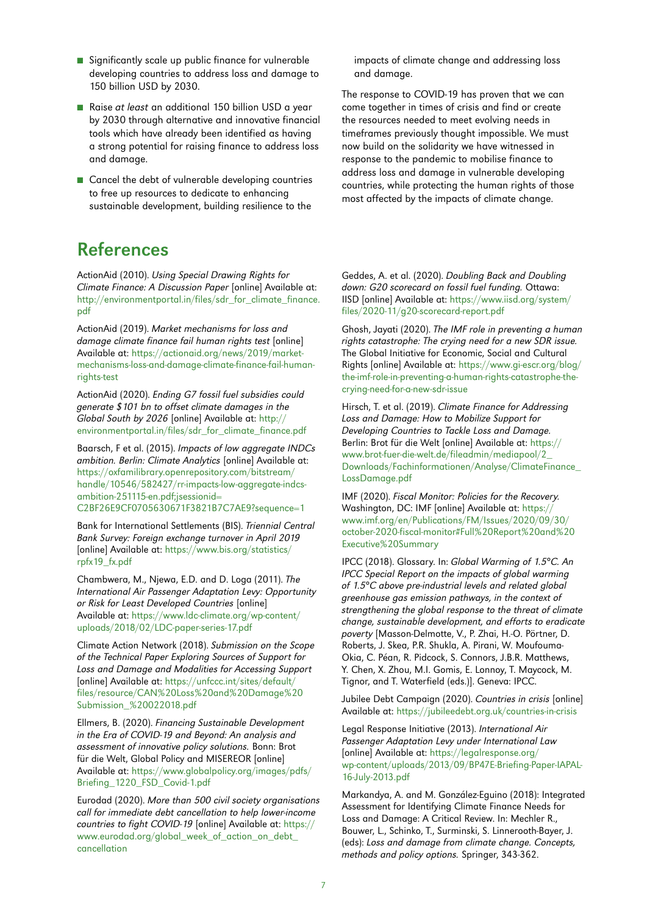- Significantly scale up public finance for vulnerable developing countries to address loss and damage to 150 billion USD by 2030.
- Raise *at least* an additional 150 billion USD a year by 2030 through alternative and innovative financial tools which have already been identified as having a strong potential for raising finance to address loss and damage.
- Cancel the debt of vulnerable developing countries to free up resources to dedicate to enhancing sustainable development, building resilience to the impacts of climate change and addressing loss and damage.

The response to COVID-19 has proven that we can come together in times of crisis and find or create the resources needed to meet evolving needs in timeframes previously thought impossible. We must now build on the solidarity we have witnessed in response to the pandemic to mobilise finance to address loss and damage in vulnerable developing countries, while protecting the human rights of those most affected by the impacts of climate change.

## References

ActionAid (2010). *Using Special Drawing Rights for Climate Finance: A Discussion Paper* [online] Available at: http://environmentportal.in/files/sdr_for_climate_finance.pdf

ActionAid (2019). *Market mechanisms for loss and damage climate finance fail human rights test* [online] Available at: https://actionaid.org/news/2019/market-mechanisms-loss-and-damage-climate-finance-fail-human-rights-test

ActionAid (2020). *Ending G7 fossil fuel subsidies could generate $101 bn to offset climate damages in the Global South by 2026* [online] Available at: http://environmentportal.in/files/sdr_for_climate_finance.pdf

Baarsch, F et al. (2015). *Impacts of low aggregate INDCs ambition. Berlin: Climate Analytics* [online] Available at: https://oxfamilibrary.openrepository.com/bitstream/handle/10546/582427/rr-impacts-low-aggregate-indcs-ambition-251115-en.pdf;jsessionid=C2BF26E9CF0705630671F3821B7C7AE9?sequence=1

Bank for International Settlements (BIS). *Triennial Central Bank Survey: Foreign exchange turnover in April 2019* [online] Available at: https://www.bis.org/statistics/rpfx19_fx.pdf

Chambwera, M., Njewa, E.D. and D. Loga (2011). *The International Air Passenger Adaptation Levy: Opportunity or Risk for Least Developed Countries* [online] Available at: https://www.ldc-climate.org/wp-content/uploads/2018/02/LDC-paper-series-17.pdf

Climate Action Network (2018). *Submission on the Scope of the Technical Paper Exploring Sources of Support for Loss and Damage and Modalities for Accessing Support* [online] Available at: https://unfccc.int/sites/default/files/resource/CAN%20Loss%20and%20Damage%20Submission_%20022018.pdf

Ellmers, B. (2020). *Financing Sustainable Development in the Era of COVID-19 and Beyond: An analysis and assessment of innovative policy solutions.* Bonn: Brot für die Welt, Global Policy and MISEREOR [online] Available at: https://www.globalpolicy.org/images/pdfs/Briefing_1220_FSD_Covid-1.pdf

Eurodad (2020). *More than 500 civil society organisations call for immediate debt cancellation to help lower-income countries to fight COVID-19* [online] Available at: https://www.eurodad.org/global_week_of_action_on_debt_cancellation

Geddes, A. et al. (2020). *Doubling Back and Doubling down: G20 scorecard on fossil fuel funding.* Ottawa: IISD [online] Available at: https://www.iisd.org/system/files/2020-11/g20-scorecard-report.pdf

Ghosh, Jayati (2020). *The IMF role in preventing a human rights catastrophe: The crying need for a new SDR issue.* The Global Initiative for Economic, Social and Cultural Rights [online] Available at: https://www.gi-escr.org/blog/the-imf-role-in-preventing-a-human-rights-catastrophe-the-crying-need-for-a-new-sdr-issue

Hirsch, T. et al. (2019). *Climate Finance for Addressing Loss and Damage: How to Mobilize Support for Developing Countries to Tackle Loss and Damage.* Berlin: Brot für die Welt [online] Available at: https://www.brot-fuer-die-welt.de/fileadmin/mediapool/2_Downloads/Fachinformationen/Analyse/ClimateFinance_LossDamage.pdf

IMF (2020). *Fiscal Monitor: Policies for the Recovery.* Washington, DC: IMF [online] Available at: https://www.imf.org/en/Publications/FM/Issues/2020/09/30/october-2020-fiscal-monitor#Full%20Report%20and%20Executive%20Summary

IPCC (2018). Glossary. In: *Global Warming of 1.5°C. An IPCC Special Report on the impacts of global warming of 1.5°C above pre-industrial levels and related global greenhouse gas emission pathways, in the context of strengthening the global response to the threat of climate change, sustainable development, and efforts to eradicate poverty* [Masson-Delmotte, V., P. Zhai, H.-O. Pörtner, D. Roberts, J. Skea, P.R. Shukla, A. Pirani, W. Moufouma-Okia, C. Péan, R. Pidcock, S. Connors, J.B.R. Matthews, Y. Chen, X. Zhou, M.I. Gomis, E. Lonnoy, T. Maycock, M. Tignor, and T. Waterfield (eds.)]. Geneva: IPCC.

Jubilee Debt Campaign (2020). *Countries in crisis* [online] Available at: https://jubileedebt.org.uk/countries-in-crisis

Legal Response Initiative (2013). *International Air Passenger Adaptation Levy under International Law* [online] Available at: https://legalresponse.org/wp-content/uploads/2013/09/BP47E-Briefing-Paper-IAPAL-16-July-2013.pdf

Markandya, A. and M. González-Eguino (2018): Integrated Assessment for Identifying Climate Finance Needs for Loss and Damage: A Critical Review. In: Mechler R., Bouwer, L., Schinko, T., Surminski, S. Linnerooth-Bayer, J. (eds): *Loss and damage from climate change. Concepts, methods and policy options.* Springer, 343-362.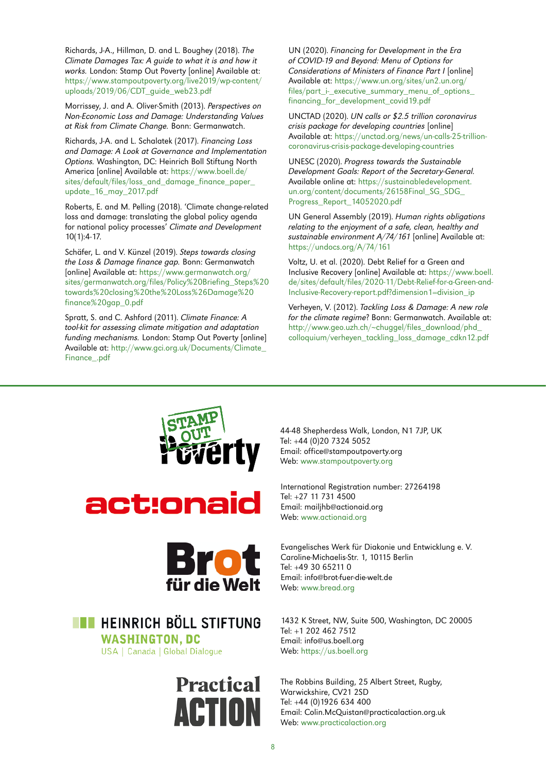Richards, J-A., Hillman, D. and L. Boughey (2018). *The Climate Damages Tax: A guide to what it is and how it works.* London: Stamp Out Poverty [online] Available at: https://www.stampoutpoverty.org/live2019/wp-content/uploads/2019/06/CDT_guide_web23.pdf

Morrissey, J. and A. Oliver-Smith (2013). *Perspectives on Non-Economic Loss and Damage: Understanding Values at Risk from Climate Change.* Bonn: Germanwatch.

Richards, J-A. and L. Schalatek (2017). *Financing Loss and Damage: A Look at Governance and Implementation Options.* Washington, DC: Heinrich Boll Stiftung North America [online] Available at: https://www.boell.de/sites/default/files/loss_and_damage_finance_paper_update_16_may_2017.pdf

Roberts, E. and M. Pelling (2018). 'Climate change-related loss and damage: translating the global policy agenda for national policy processes' *Climate and Development* 10(1):4-17.

Schäfer, L. and V. Künzel (2019). *Steps towards closing the Loss & Damage finance gap.* Bonn: Germanwatch [online] Available at: https://www.germanwatch.org/sites/germanwatch.org/files/Policy%20Briefing_Steps%20towards%20closing%20the%20Loss%26Damage%20finance%20gap_0.pdf

Spratt, S. and C. Ashford (2011). *Climate Finance: A tool-kit for assessing climate mitigation and adaptation funding mechanisms.* London: Stamp Out Poverty [online] Available at: http://www.gci.org.uk/Documents/Climate_Finance_.pdf

UN (2020). *Financing for Development in the Era of COVID-19 and Beyond: Menu of Options for Considerations of Ministers of Finance Part I* [online] Available at: https://www.un.org/sites/un2.un.org/files/part_i-_executive_summary_menu_of_options_financing_for_development_covid19.pdf

UNCTAD (2020). *UN calls or $2.5 trillion coronavirus crisis package for developing countries* [online] Available at: https://unctad.org/news/un-calls-25-trillion-coronavirus-crisis-package-developing-countries

UNESC (2020). *Progress towards the Sustainable Development Goals: Report of the Secretary-General.* Available online at: https://sustainabledevelopment.un.org/content/documents/26158Final_SG_SDG_Progress_Report_14052020.pdf

UN General Assembly (2019). *Human rights obligations relating to the enjoyment of a safe, clean, healthy and sustainable environment A/74/161* [online] Available at: https://undocs.org/A/74/161

Voltz, U. et al. (2020). Debt Relief for a Green and Inclusive Recovery [online] Available at: https://www.boell.de/sites/default/files/2020-11/Debt-Relief-for-a-Green-and-Inclusive-Recovery-report.pdf?dimension1=division_ip

Verheyen, V. (2012). *Tackling Loss & Damage: A new role for the climate regime*? Bonn: Germanwatch. Available at: http://www.geo.uzh.ch/~chuggel/files_download/phd_colloquium/verheyen_tackling_loss_damage_cdkn12.pdf

---

Stamp Out Poverty

44-48 Shepherdess Walk, London, N1 7JP, UK
Tel: +44 (0)20 7324 5052
Email: office@stampoutpoverty.org
Web: www.stampoutpoverty.org

actionaid

International Registration number: 27264198
Tel: +27 11 731 4500
Email: mailjhb@actionaid.org
Web: www.actionaid.org

Brot für die Welt

Evangelisches Werk für Diakonie und Entwicklung e. V.
Caroline-Michaelis-Str. 1, 10115 Berlin
Tel: +49 30 65211 0
Email: info@brot-fuer-die-welt.de
Web: www.bread.org

HEINRICH BÖLL STIFTUNG WASHINGTON, DC
USA | Canada | Global Dialogue

1432 K Street, NW, Suite 500, Washington, DC 20005
Tel: +1 202 462 7512
Email: info@us.boell.org
Web: https://us.boell.org

Practical ACTION

The Robbins Building, 25 Albert Street, Rugby, Warwickshire, CV21 2SD
Tel: +44 (0)1926 634 400
Email: Colin.McQuistan@practicalaction.org.uk
Web: www.practicalaction.org